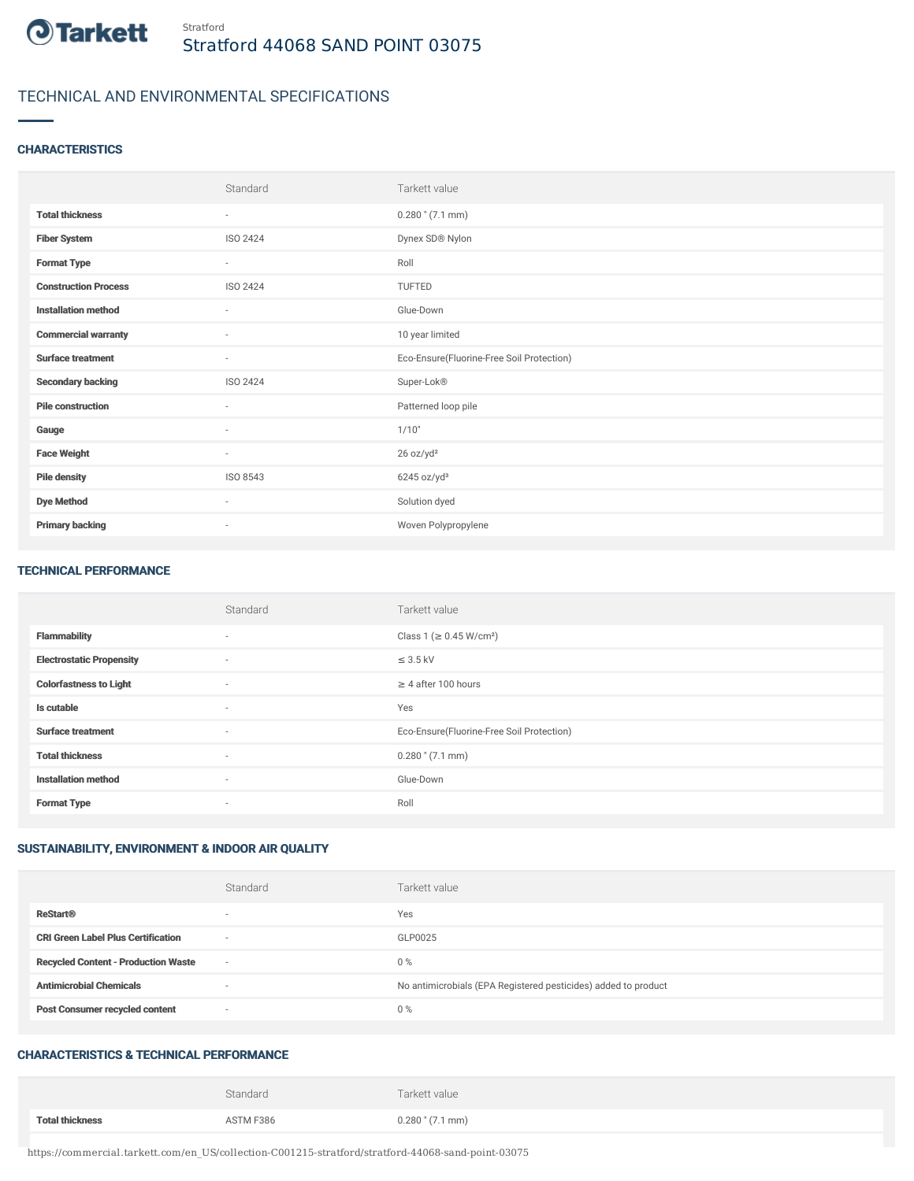Stratford

# Stratford 44068 SAND POINT 03075

## TECHNICAL AND ENVIRONMENTAL SPECIFICATIONS

### CHARACTERISTICS

| | Standard | Tarkett value |
|---|---|---|
| **Total thickness** | - | 0.280 " (7.1 mm) |
| **Fiber System** | ISO 2424 | Dynex SD® Nylon |
| **Format Type** | - | Roll |
| **Construction Process** | ISO 2424 | TUFTED |
| **Installation method** | - | Glue-Down |
| **Commercial warranty** | - | 10 year limited |
| **Surface treatment** | - | Eco-Ensure(Fluorine-Free Soil Protection) |
| **Secondary backing** | ISO 2424 | Super-Lok® |
| **Pile construction** | - | Patterned loop pile |
| **Gauge** | - | 1/10" |
| **Face Weight** | - | 26 oz/yd² |
| **Pile density** | ISO 8543 | 6245 oz/yd³ |
| **Dye Method** | - | Solution dyed |
| **Primary backing** | - | Woven Polypropylene |

### TECHNICAL PERFORMANCE

| | Standard | Tarkett value |
|---|---|---|
| **Flammability** | - | Class 1 (≥ 0.45 W/cm²) |
| **Electrostatic Propensity** | - | ≤ 3.5 kV |
| **Colorfastness to Light** | - | ≥ 4 after 100 hours |
| **Is cutable** | - | Yes |
| **Surface treatment** | - | Eco-Ensure(Fluorine-Free Soil Protection) |
| **Total thickness** | - | 0.280 " (7.1 mm) |
| **Installation method** | - | Glue-Down |
| **Format Type** | - | Roll |

### SUSTAINABILITY, ENVIRONMENT & INDOOR AIR QUALITY

| | Standard | Tarkett value |
|---|---|---|
| **ReStart®** | - | Yes |
| **CRI Green Label Plus Certification** | - | GLP0025 |
| **Recycled Content - Production Waste** | - | 0 % |
| **Antimicrobial Chemicals** | - | No antimicrobials (EPA Registered pesticides) added to product |
| **Post Consumer recycled content** | - | 0 % |

### CHARACTERISTICS & TECHNICAL PERFORMANCE

| | Standard | Tarkett value |
|---|---|---|
| **Total thickness** | ASTM F386 | 0.280 " (7.1 mm) |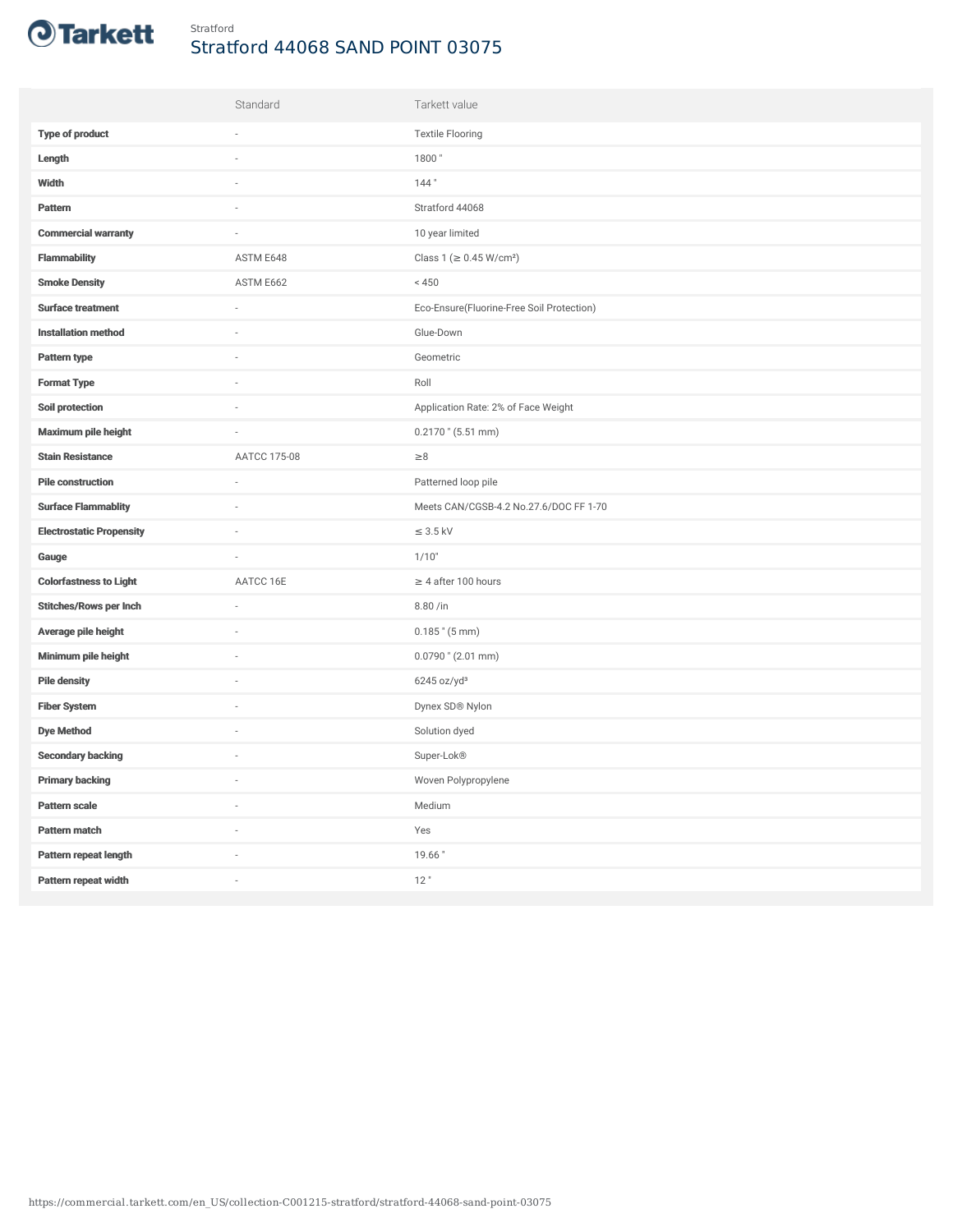Stratford

# Stratford 44068 SAND POINT 03075

| | Standard | Tarkett value |
|---|---|---|
| **Type of product** | - | Textile Flooring |
| **Length** | - | 1800 " |
| **Width** | - | 144 " |
| **Pattern** | - | Stratford 44068 |
| **Commercial warranty** | - | 10 year limited |
| **Flammability** | ASTM E648 | Class 1 (≥ 0.45 W/cm²) |
| **Smoke Density** | ASTM E662 | < 450 |
| **Surface treatment** | - | Eco-Ensure(Fluorine-Free Soil Protection) |
| **Installation method** | - | Glue-Down |
| **Pattern type** | - | Geometric |
| **Format Type** | - | Roll |
| **Soil protection** | - | Application Rate: 2% of Face Weight |
| **Maximum pile height** | - | 0.2170 " (5.51 mm) |
| **Stain Resistance** | AATCC 175-08 | ≥8 |
| **Pile construction** | - | Patterned loop pile |
| **Surface Flammablity** | - | Meets CAN/CGSB-4.2 No.27.6/DOC FF 1-70 |
| **Electrostatic Propensity** | - | ≤ 3.5 kV |
| **Gauge** | - | 1/10" |
| **Colorfastness to Light** | AATCC 16E | ≥ 4 after 100 hours |
| **Stitches/Rows per Inch** | - | 8.80 /in |
| **Average pile height** | - | 0.185 " (5 mm) |
| **Minimum pile height** | - | 0.0790 " (2.01 mm) |
| **Pile density** | - | 6245 oz/yd³ |
| **Fiber System** | - | Dynex SD® Nylon |
| **Dye Method** | - | Solution dyed |
| **Secondary backing** | - | Super-Lok® |
| **Primary backing** | - | Woven Polypropylene |
| **Pattern scale** | - | Medium |
| **Pattern match** | - | Yes |
| **Pattern repeat length** | - | 19.66 " |
| **Pattern repeat width** | - | 12 " |

https://commercial.tarkett.com/en_US/collection-C001215-stratford/stratford-44068-sand-point-03075